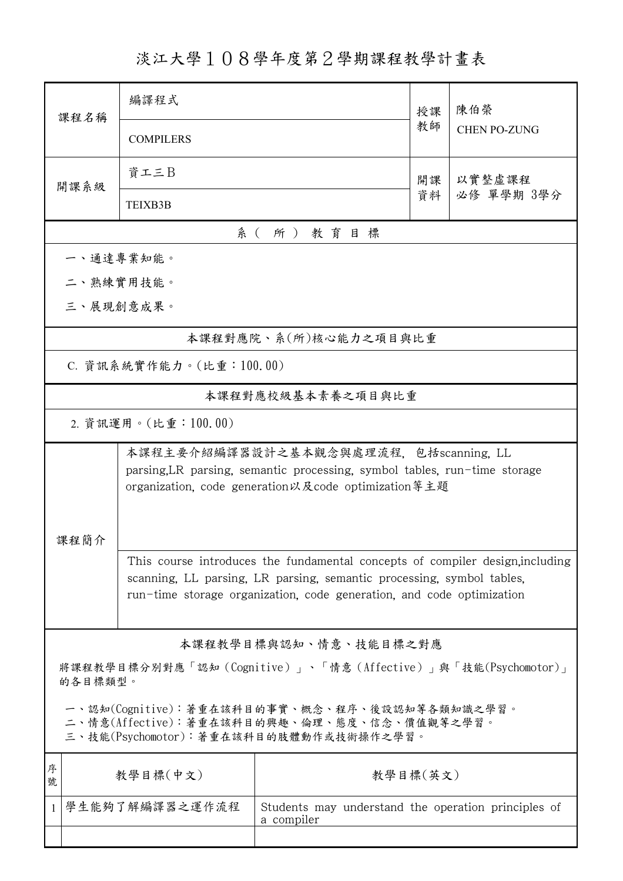# 淡江大學１０８學年度第２學期課程教學計畫表

| | | | |
|---|---|---|---|
| 課程名稱 | 編譯程式<br>COMPILERS | 授課教師 | 陳伯榮<br>CHEN PO-ZUNG |
| 開課系級 | 資工三B<br>TEIXB3B | 開課資料 | 以實整虛課程<br>必修 單學期 3學分 |

## 系（所）教育目標

一、通達專業知能。

二、熟練實用技能。

三、展現創意成果。

## 本課程對應院、系(所)核心能力之項目與比重

C. 資訊系統實作能力。(比重：100.00)

## 本課程對應校級基本素養之項目與比重

2. 資訊運用。(比重：100.00)

## 課程簡介

本課程主要介紹編譯器設計之基本觀念與處理流程, 包括scanning, LL parsing,LR parsing, semantic processing, symbol tables, run-time storage organization, code generation以及code optimization等主題

This course introduces the fundamental concepts of compiler design,including scanning, LL parsing, LR parsing, semantic processing, symbol tables, run-time storage organization, code generation, and code optimization

## 本課程教學目標與認知、情意、技能目標之對應

將課程教學目標分別對應「認知（Cognitive）」、「情意（Affective）」與「技能(Psychomotor)」的各目標類型。

一、認知(Cognitive)：著重在該科目的事實、概念、程序、後設認知等各類知識之學習。
二、情意(Affective)：著重在該科目的興趣、倫理、態度、信念、價值觀等之學習。
三、技能(Psychomotor)：著重在該科目的肢體動作或技術操作之學習。

| 序號 | 教學目標(中文) | 教學目標(英文) |
|---|---|---|
| 1 | 學生能夠了解編譯器之運作流程 | Students may understand the operation principles of a compiler |
| | | |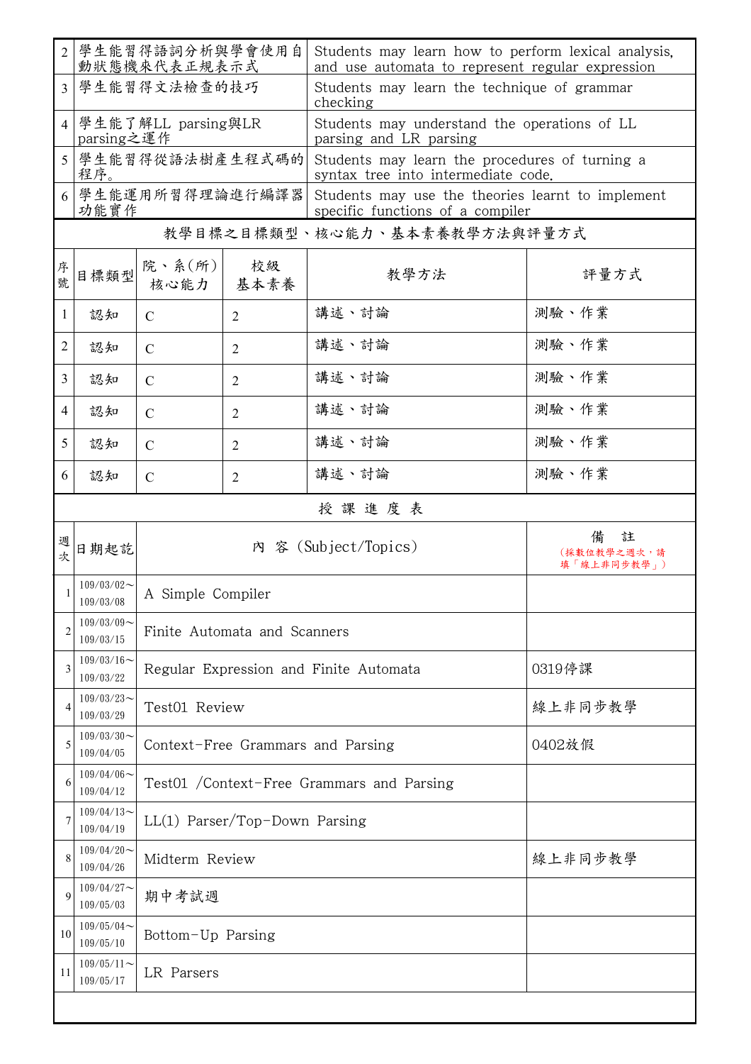| | | |
|---|---|---|
| 2 | 學生能習得語詞分析與學會使用自動狀態機來代表正規表示式 | Students may learn how to perform lexical analysis, and use automata to represent regular expression |
| 3 | 學生能習得文法檢查的技巧 | Students may learn the technique of grammar checking |
| 4 | 學生能了解LL parsing與LR parsing之運作 | Students may understand the operations of LL parsing and LR parsing |
| 5 | 學生能習得從語法樹產生程式碼的程序。 | Students may learn the procedures of turning a syntax tree into intermediate code. |
| 6 | 學生能運用所習得理論進行編譯器功能實作 | Students may use the theories learnt to implement specific functions of a compiler |

## 教學目標之目標類型、核心能力、基本素養教學方法與評量方式

| 序號 | 目標類型 | 院、系(所)核心能力 | 校級基本素養 | 教學方法 | 評量方式 |
|---|---|---|---|---|---|
| 1 | 認知 | C | 2 | 講述、討論 | 測驗、作業 |
| 2 | 認知 | C | 2 | 講述、討論 | 測驗、作業 |
| 3 | 認知 | C | 2 | 講述、討論 | 測驗、作業 |
| 4 | 認知 | C | 2 | 講述、討論 | 測驗、作業 |
| 5 | 認知 | C | 2 | 講述、討論 | 測驗、作業 |
| 6 | 認知 | C | 2 | 講述、討論 | 測驗、作業 |

## 授 課 進 度 表

| 週次 | 日期起訖 | 內 容 (Subject/Topics) | 備 註 (採數位教學之週次，請填「線上非同步教學」) |
|---|---|---|---|
| 1 | 109/03/02～109/03/08 | A Simple Compiler | |
| 2 | 109/03/09～109/03/15 | Finite Automata and Scanners | |
| 3 | 109/03/16～109/03/22 | Regular Expression and Finite Automata | 0319停課 |
| 4 | 109/03/23～109/03/29 | Test01 Review | 線上非同步教學 |
| 5 | 109/03/30～109/04/05 | Context-Free Grammars and Parsing | 0402放假 |
| 6 | 109/04/06～109/04/12 | Test01 /Context-Free Grammars and Parsing | |
| 7 | 109/04/13～109/04/19 | LL(1) Parser/Top-Down Parsing | |
| 8 | 109/04/20～109/04/26 | Midterm Review | 線上非同步教學 |
| 9 | 109/04/27～109/05/03 | 期中考試週 | |
| 10 | 109/05/04～109/05/10 | Bottom-Up Parsing | |
| 11 | 109/05/11～109/05/17 | LR Parsers | |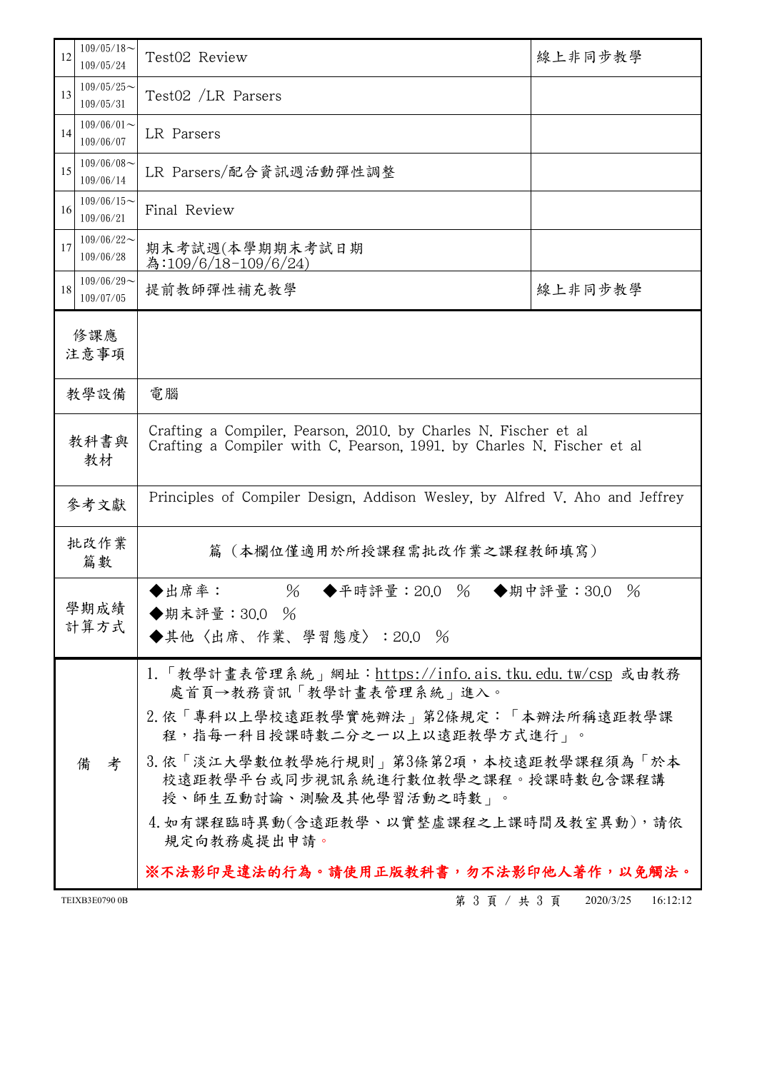| | | | |
|---|---|---|---|
| 12 | 109/05/18～<br>109/05/24 | Test02 Review | 線上非同步教學 |
| 13 | 109/05/25～<br>109/05/31 | Test02 /LR Parsers | |
| 14 | 109/06/01～<br>109/06/07 | LR Parsers | |
| 15 | 109/06/08～<br>109/06/14 | LR Parsers/配合資訊週活動彈性調整 | |
| 16 | 109/06/15～<br>109/06/21 | Final Review | |
| 17 | 109/06/22～<br>109/06/28 | 期末考試週(本學期期末考試日期為:109/6/18-109/6/24) | |
| 18 | 109/06/29～<br>109/07/05 | 提前教師彈性補充教學 | 線上非同步教學 |

| | |
|---|---|
| 修課應注意事項 | |
| 教學設備 | 電腦 |
| 教科書與教材 | Crafting a Compiler, Pearson, 2010. by Charles N. Fischer et al<br>Crafting a Compiler with C, Pearson, 1991. by Charles N. Fischer et al |
| 參考文獻 | Principles of Compiler Design, Addison Wesley, by Alfred V. Aho and Jeffrey |
| 批改作業篇數 | 篇（本欄位僅適用於所授課程需批改作業之課程教師填寫） |
| 學期成績計算方式 | ◆出席率：　　%　◆平時評量：20.0 %　◆期中評量：30.0 %<br>◆期末評量：30.0 %<br>◆其他〈出席、作業、學習態度〉：20.0 % |
| 備　考 | 1.「教學計畫表管理系統」網址：https://info.ais.tku.edu.tw/csp 或由教務處首頁→教務資訊「教學計畫表管理系統」進入。<br>2.依「專科以上學校遠距教學實施辦法」第2條規定：「本辦法所稱遠距教學課程，指每一科目授課時數二分之一以上以遠距教學方式進行」。<br>3.依「淡江大學數位教學施行規則」第3條第2項，本校遠距教學課程須為「於本校遠距教學平台或同步視訊系統進行數位教學之課程。授課時數包含課程講授、師生互動討論、測驗及其他學習活動之時數」。<br>4.如有課程臨時異動(含遠距教學、以實整虛課程之上課時間及教室異動)，請依規定向教務處提出申請。<br>**※不法影印是違法的行為。請使用正版教科書，勿不法影印他人著作，以免觸法。** |

TEIXB3E0790 0B